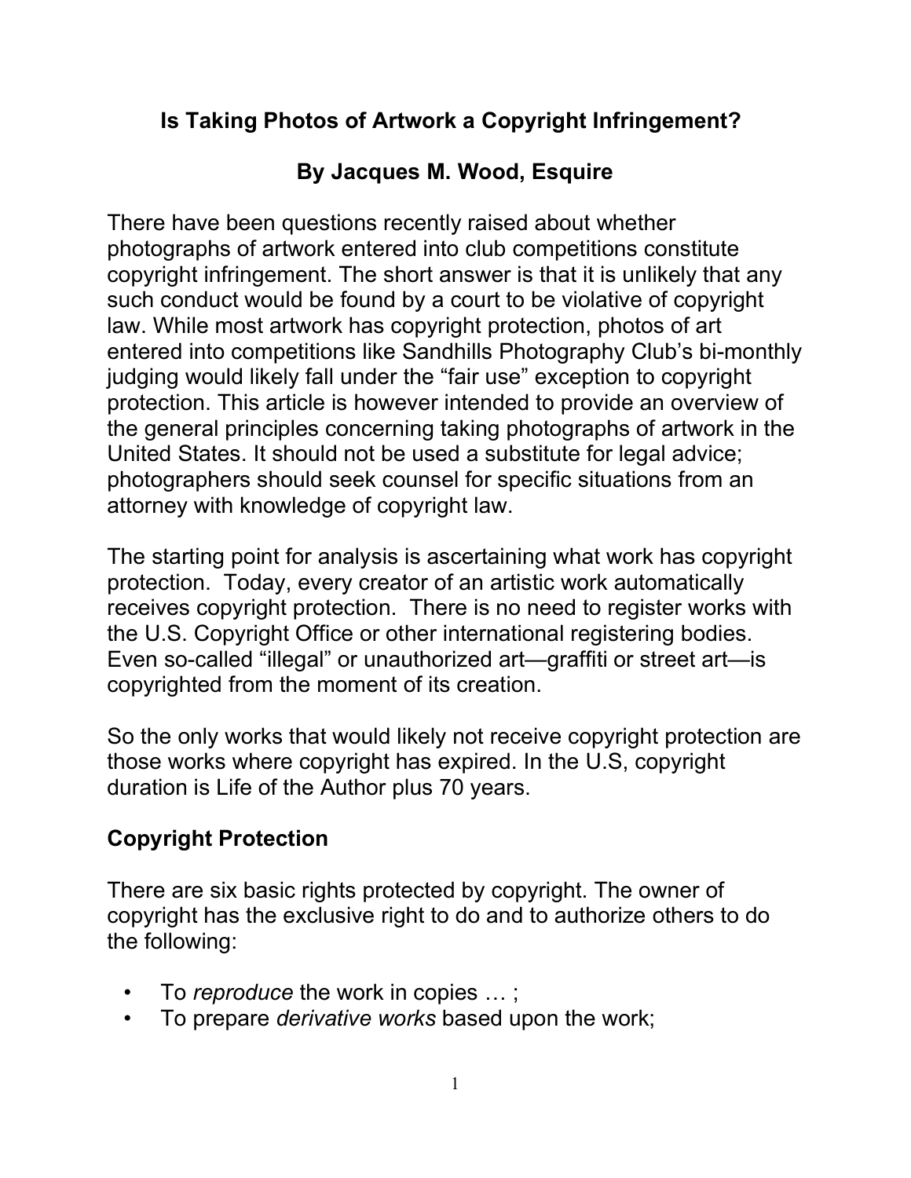# Is Taking Photos of Artwork a Copyright Infringement?

## By Jacques M. Wood, Esquire

There have been questions recently raised about whether photographs of artwork entered into club competitions constitute copyright infringement. The short answer is that it is unlikely that any such conduct would be found by a court to be violative of copyright law. While most artwork has copyright protection, photos of art entered into competitions like Sandhills Photography Club's bi-monthly judging would likely fall under the "fair use" exception to copyright protection. This article is however intended to provide an overview of the general principles concerning taking photographs of artwork in the United States. It should not be used a substitute for legal advice; photographers should seek counsel for specific situations from an attorney with knowledge of copyright law.

The starting point for analysis is ascertaining what work has copyright protection. Today, every creator of an artistic work automatically receives copyright protection. There is no need to register works with the U.S. Copyright Office or other international registering bodies. Even so-called "illegal" or unauthorized art—graffiti or street art—is copyrighted from the moment of its creation.

So the only works that would likely not receive copyright protection are those works where copyright has expired. In the U.S, copyright duration is Life of the Author plus 70 years.

### Copyright Protection

There are six basic rights protected by copyright. The owner of copyright has the exclusive right to do and to authorize others to do the following:

- To *reproduce* the work in copies … ;
- To prepare *derivative works* based upon the work;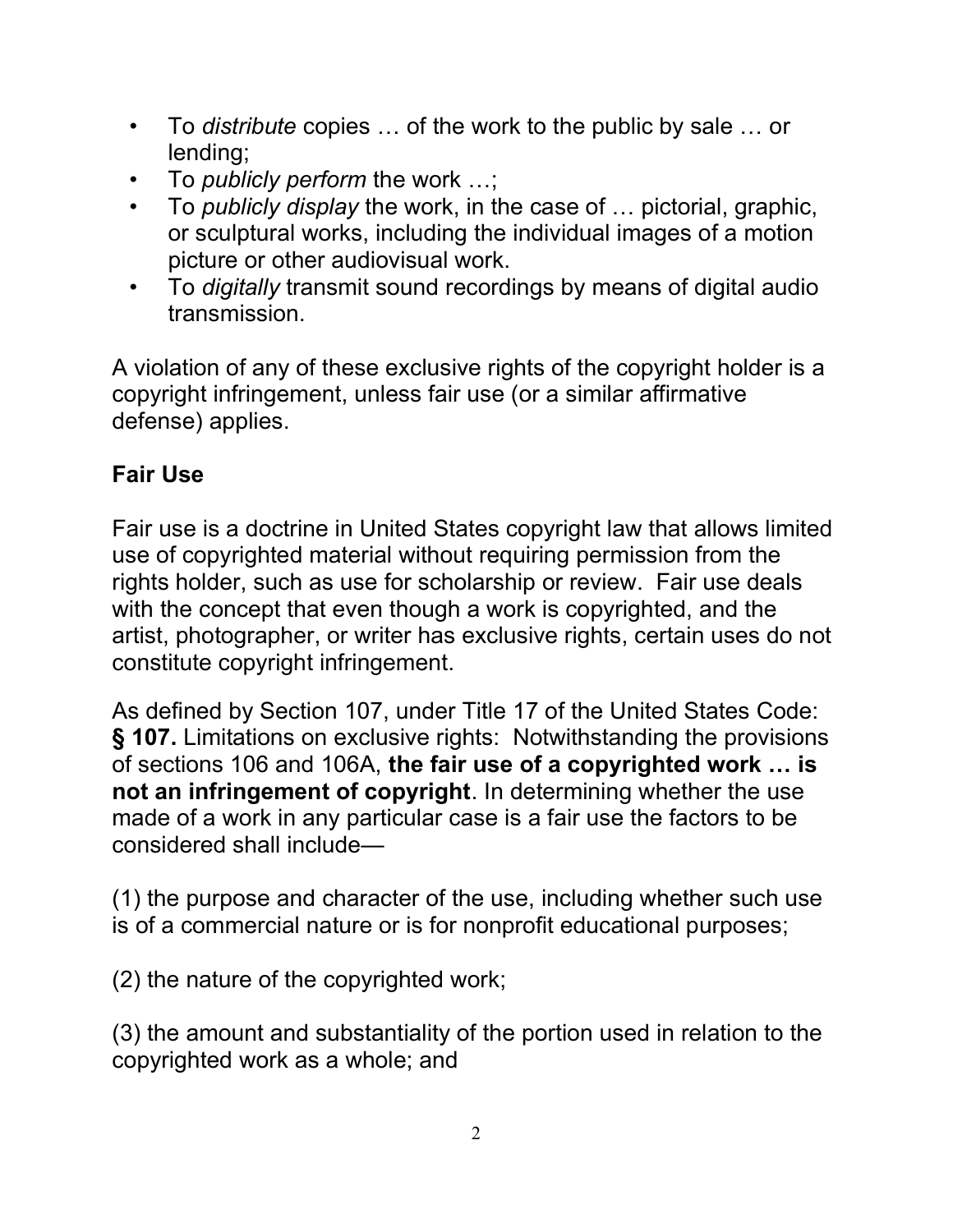- To *distribute* copies … of the work to the public by sale … or lending;
- To *publicly perform* the work …;
- To *publicly display* the work, in the case of … pictorial, graphic, or sculptural works, including the individual images of a motion picture or other audiovisual work.
- To *digitally* transmit sound recordings by means of digital audio transmission.

A violation of any of these exclusive rights of the copyright holder is a copyright infringement, unless fair use (or a similar affirmative defense) applies.

### Fair Use

Fair use is a doctrine in United States copyright law that allows limited use of copyrighted material without requiring permission from the rights holder, such as use for scholarship or review. Fair use deals with the concept that even though a work is copyrighted, and the artist, photographer, or writer has exclusive rights, certain uses do not constitute copyright infringement.

As defined by Section 107, under Title 17 of the United States Code: **§ 107.** Limitations on exclusive rights: Notwithstanding the provisions of sections 106 and 106A, **the fair use of a copyrighted work … is not an infringement of copyright**. In determining whether the use made of a work in any particular case is a fair use the factors to be considered shall include—

(1) the purpose and character of the use, including whether such use is of a commercial nature or is for nonprofit educational purposes;

(2) the nature of the copyrighted work;

(3) the amount and substantiality of the portion used in relation to the copyrighted work as a whole; and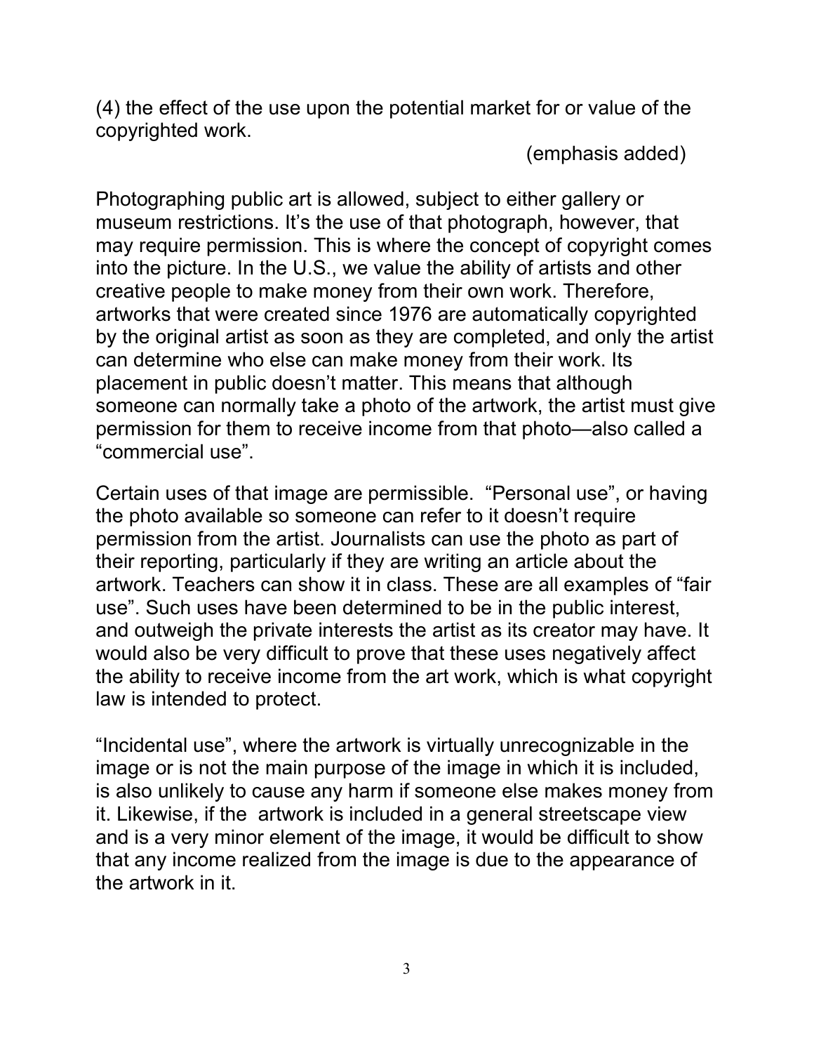(4) the effect of the use upon the potential market for or value of the copyrighted work.

(emphasis added)

Photographing public art is allowed, subject to either gallery or museum restrictions. It's the use of that photograph, however, that may require permission. This is where the concept of copyright comes into the picture. In the U.S., we value the ability of artists and other creative people to make money from their own work. Therefore, artworks that were created since 1976 are automatically copyrighted by the original artist as soon as they are completed, and only the artist can determine who else can make money from their work. Its placement in public doesn't matter. This means that although someone can normally take a photo of the artwork, the artist must give permission for them to receive income from that photo—also called a "commercial use".

Certain uses of that image are permissible. "Personal use", or having the photo available so someone can refer to it doesn't require permission from the artist. Journalists can use the photo as part of their reporting, particularly if they are writing an article about the artwork. Teachers can show it in class. These are all examples of "fair use". Such uses have been determined to be in the public interest, and outweigh the private interests the artist as its creator may have. It would also be very difficult to prove that these uses negatively affect the ability to receive income from the art work, which is what copyright law is intended to protect.

"Incidental use", where the artwork is virtually unrecognizable in the image or is not the main purpose of the image in which it is included, is also unlikely to cause any harm if someone else makes money from it. Likewise, if the artwork is included in a general streetscape view and is a very minor element of the image, it would be difficult to show that any income realized from the image is due to the appearance of the artwork in it.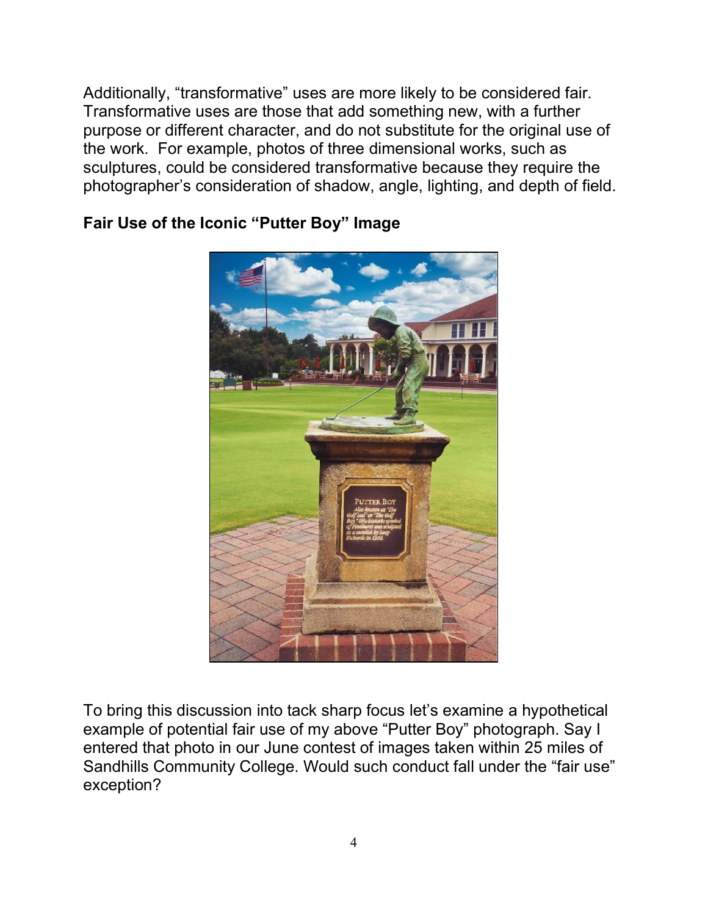Additionally, "transformative" uses are more likely to be considered fair. Transformative uses are those that add something new, with a further purpose or different character, and do not substitute for the original use of the work. For example, photos of three dimensional works, such as sculptures, could be considered transformative because they require the photographer's consideration of shadow, angle, lighting, and depth of field.

**Fair Use of the Iconic "Putter Boy" Image**

To bring this discussion into tack sharp focus let's examine a hypothetical example of potential fair use of my above "Putter Boy" photograph. Say I entered that photo in our June contest of images taken within 25 miles of Sandhills Community College. Would such conduct fall under the "fair use" exception?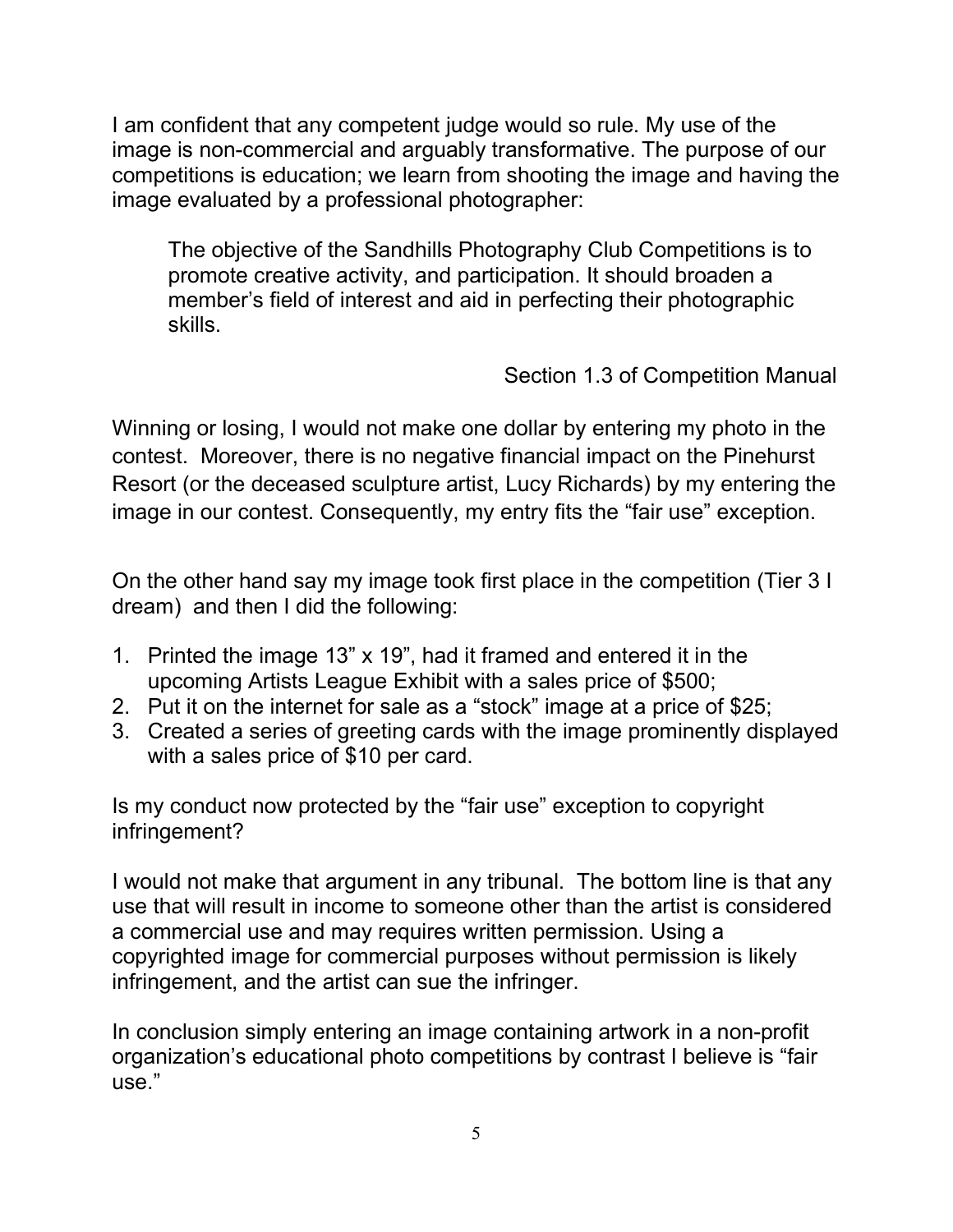I am confident that any competent judge would so rule. My use of the image is non-commercial and arguably transformative. The purpose of our competitions is education; we learn from shooting the image and having the image evaluated by a professional photographer:

> The objective of the Sandhills Photography Club Competitions is to promote creative activity, and participation. It should broaden a member's field of interest and aid in perfecting their photographic skills.
>
> Section 1.3 of Competition Manual

Winning or losing, I would not make one dollar by entering my photo in the contest. Moreover, there is no negative financial impact on the Pinehurst Resort (or the deceased sculpture artist, Lucy Richards) by my entering the image in our contest. Consequently, my entry fits the "fair use" exception.

On the other hand say my image took first place in the competition (Tier 3 I dream) and then I did the following:

1. Printed the image 13" x 19", had it framed and entered it in the upcoming Artists League Exhibit with a sales price of $500;
2. Put it on the internet for sale as a "stock" image at a price of $25;
3. Created a series of greeting cards with the image prominently displayed with a sales price of $10 per card.

Is my conduct now protected by the "fair use" exception to copyright infringement?

I would not make that argument in any tribunal. The bottom line is that any use that will result in income to someone other than the artist is considered a commercial use and may requires written permission. Using a copyrighted image for commercial purposes without permission is likely infringement, and the artist can sue the infringer.

In conclusion simply entering an image containing artwork in a non-profit organization's educational photo competitions by contrast I believe is "fair use."